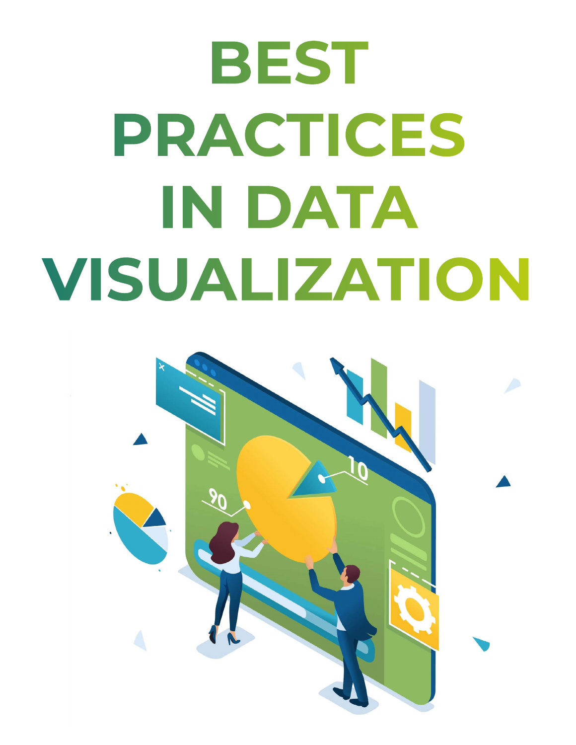# BEST PRACTICES IN DATA VISUALIZATION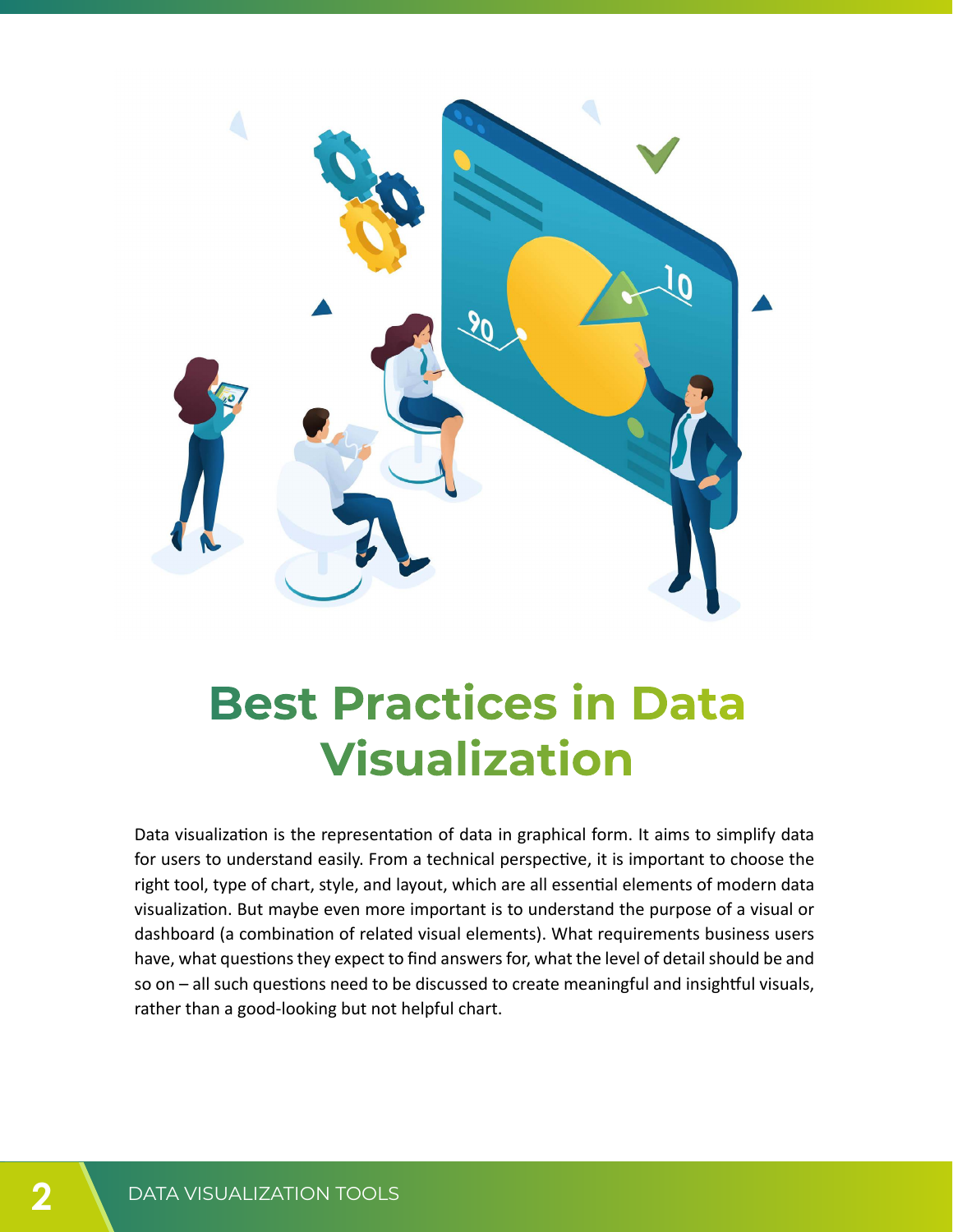# Best Practices in Data Visualization

Data visualization is the representation of data in graphical form. It aims to simplify data for users to understand easily. From a technical perspective, it is important to choose the right tool, type of chart, style, and layout, which are all essential elements of modern data visualization. But maybe even more important is to understand the purpose of a visual or dashboard (a combination of related visual elements). What requirements business users have, what questions they expect to find answers for, what the level of detail should be and so on – all such questions need to be discussed to create meaningful and insightful visuals, rather than a good-looking but not helpful chart.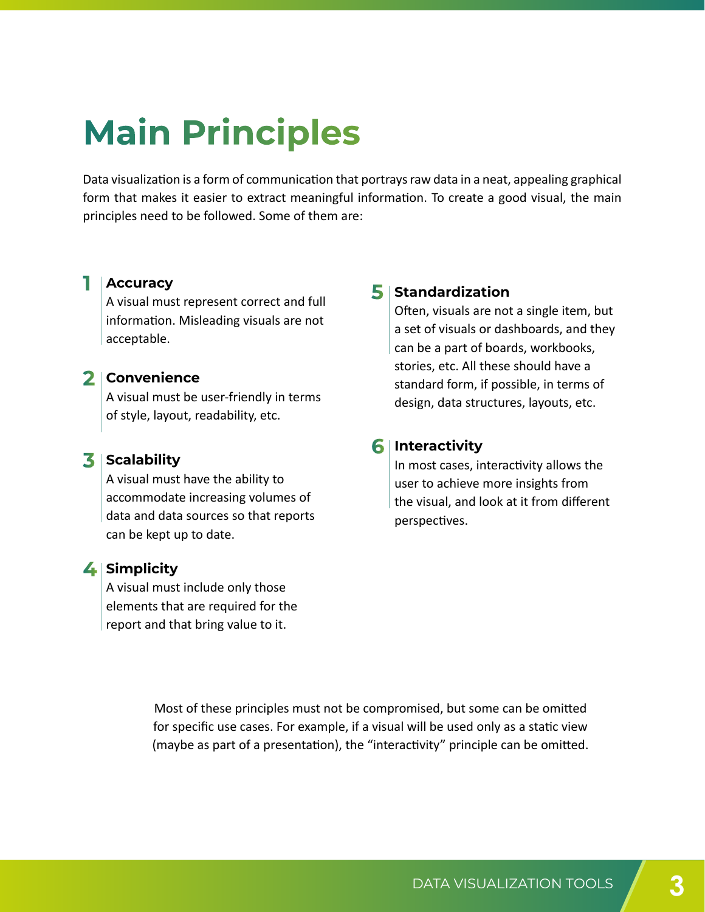# Main Principles

Data visualization is a form of communication that portrays raw data in a neat, appealing graphical form that makes it easier to extract meaningful information. To create a good visual, the main principles need to be followed. Some of them are:

### 1 Accuracy

A visual must represent correct and full information. Misleading visuals are not acceptable.

### 2 Convenience

A visual must be user-friendly in terms of style, layout, readability, etc.

### 3 Scalability

A visual must have the ability to accommodate increasing volumes of data and data sources so that reports can be kept up to date.

### 4 Simplicity

A visual must include only those elements that are required for the report and that bring value to it.

### 5 Standardization

Often, visuals are not a single item, but a set of visuals or dashboards, and they can be a part of boards, workbooks, stories, etc. All these should have a standard form, if possible, in terms of design, data structures, layouts, etc.

### 6 Interactivity

In most cases, interactivity allows the user to achieve more insights from the visual, and look at it from different perspectives.

Most of these principles must not be compromised, but some can be omitted for specific use cases. For example, if a visual will be used only as a static view (maybe as part of a presentation), the "interactivity" principle can be omitted.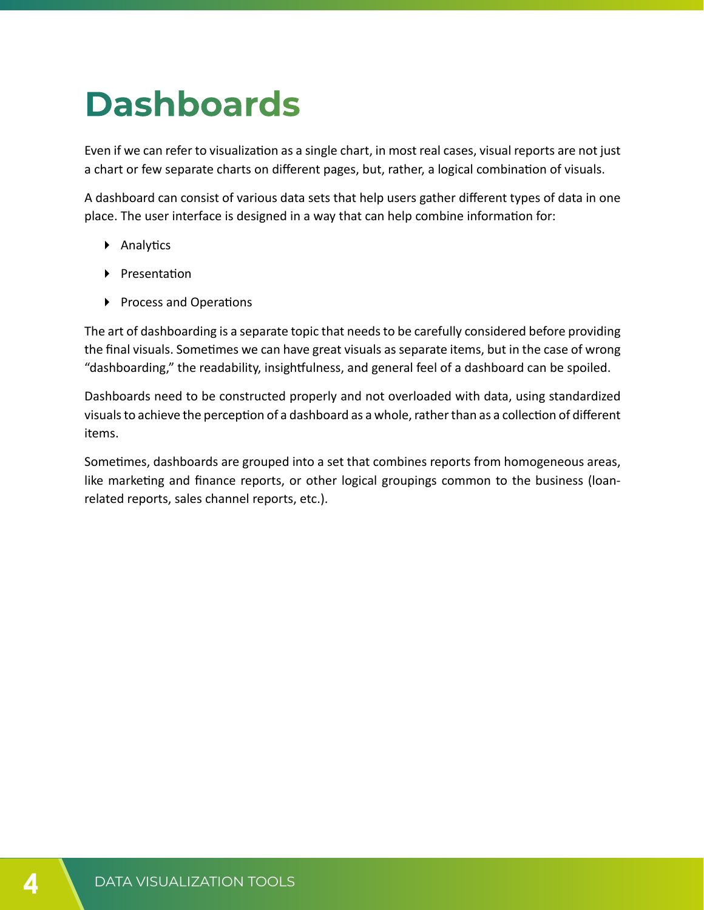# Dashboards

Even if we can refer to visualization as a single chart, in most real cases, visual reports are not just a chart or few separate charts on different pages, but, rather, a logical combination of visuals.

A dashboard can consist of various data sets that help users gather different types of data in one place. The user interface is designed in a way that can help combine information for:

- Analytics
- Presentation
- Process and Operations

The art of dashboarding is a separate topic that needs to be carefully considered before providing the final visuals. Sometimes we can have great visuals as separate items, but in the case of wrong “dashboarding,” the readability, insightfulness, and general feel of a dashboard can be spoiled.

Dashboards need to be constructed properly and not overloaded with data, using standardized visuals to achieve the perception of a dashboard as a whole, rather than as a collection of different items.

Sometimes, dashboards are grouped into a set that combines reports from homogeneous areas, like marketing and finance reports, or other logical groupings common to the business (loan-related reports, sales channel reports, etc.).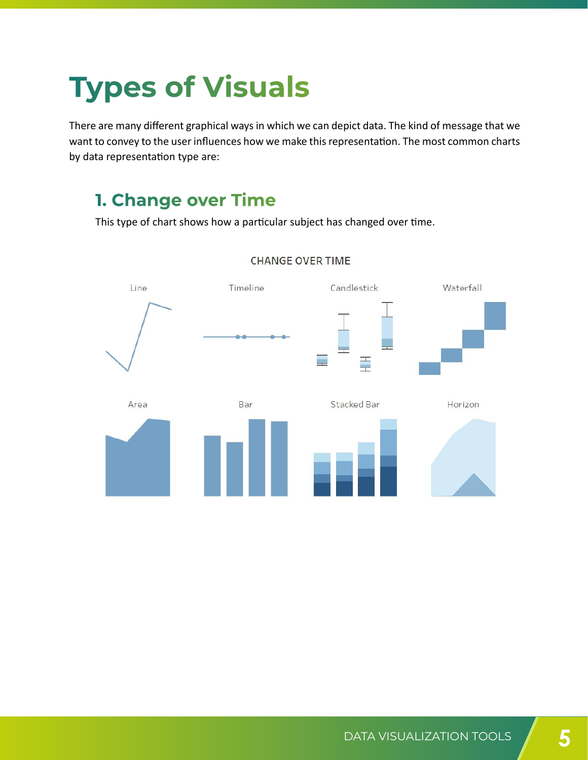# Types of Visuals

There are many different graphical ways in which we can depict data. The kind of message that we want to convey to the user influences how we make this representation. The most common charts by data representation type are:

## 1. Change over Time

This type of chart shows how a particular subject has changed over time.

CHANGE OVER TIME

Line | Timeline | Candlestick | Waterfall

Area | Bar | Stacked Bar | Horizon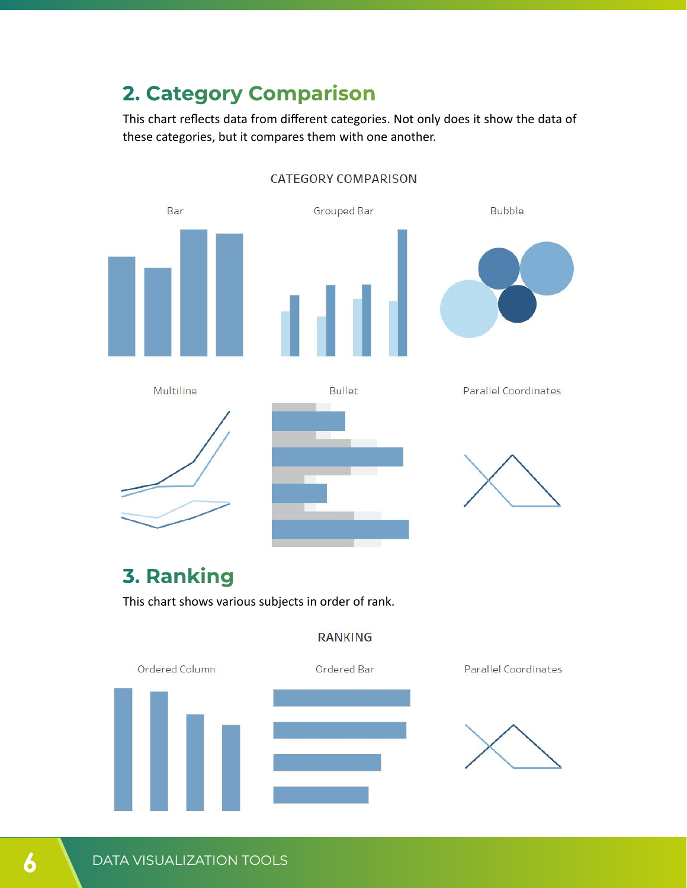## 2. Category Comparison

This chart reflects data from different categories. Not only does it show the data of these categories, but it compares them with one another.

CATEGORY COMPARISON

Bar

Grouped Bar

Bubble

Multiline

Bullet

Parallel Coordinates

## 3. Ranking

This chart shows various subjects in order of rank.

RANKING

Ordered Column

Ordered Bar

Parallel Coordinates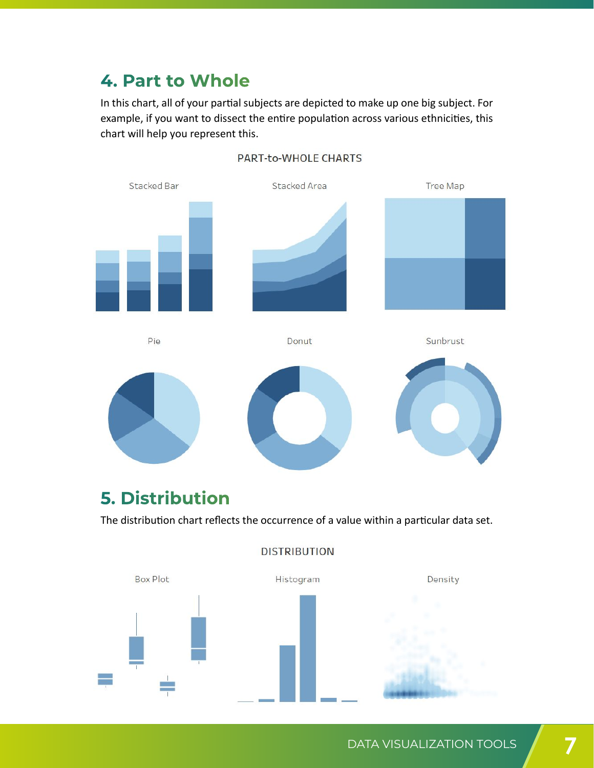## 4. Part to Whole

In this chart, all of your partial subjects are depicted to make up one big subject. For example, if you want to dissect the entire population across various ethnicities, this chart will help you represent this.

PART-to-WHOLE CHARTS

Stacked Bar

Stacked Area

Tree Map

Pie

Donut

Sunbrust

## 5. Distribution

The distribution chart reflects the occurrence of a value within a particular data set.

DISTRIBUTION

Box Plot

Histogram

Density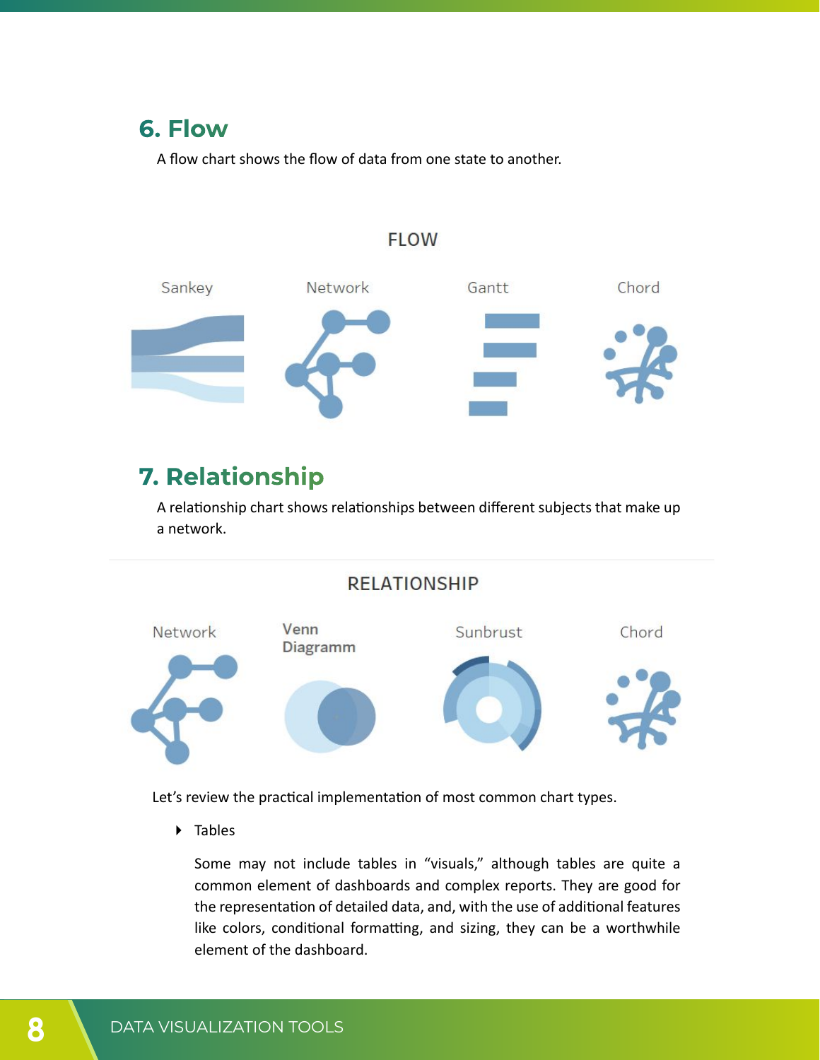## 6. Flow

A flow chart shows the flow of data from one state to another.

FLOW

Sankey Network Gantt Chord

## 7. Relationship

A relationship chart shows relationships between different subjects that make up a network.

RELATIONSHIP

Network Venn Diagramm Sunbrust Chord

Let's review the practical implementation of most common chart types.

- Tables

  Some may not include tables in "visuals," although tables are quite a common element of dashboards and complex reports. They are good for the representation of detailed data, and, with the use of additional features like colors, conditional formatting, and sizing, they can be a worthwhile element of the dashboard.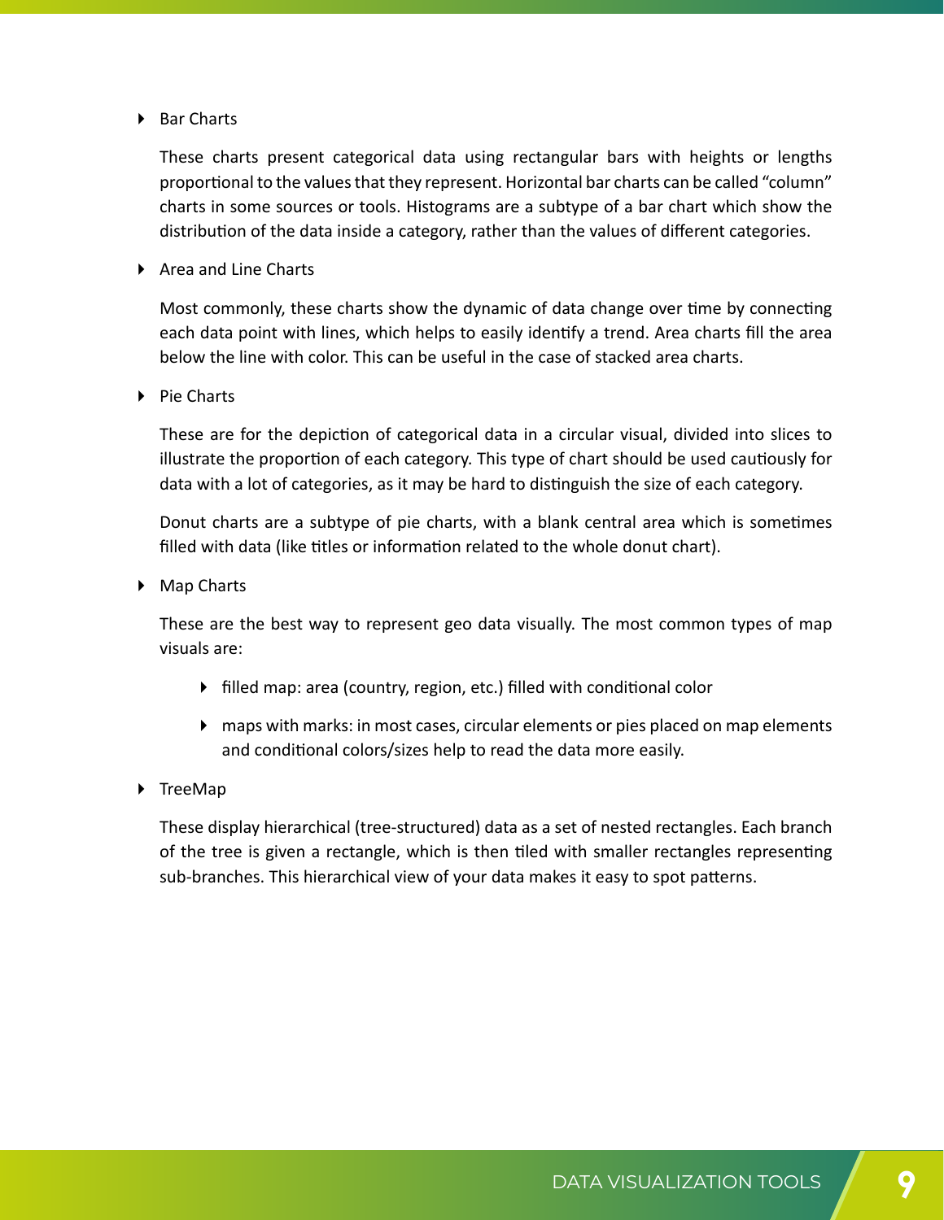- Bar Charts

  These charts present categorical data using rectangular bars with heights or lengths proportional to the values that they represent. Horizontal bar charts can be called "column" charts in some sources or tools. Histograms are a subtype of a bar chart which show the distribution of the data inside a category, rather than the values of different categories.

- Area and Line Charts

  Most commonly, these charts show the dynamic of data change over time by connecting each data point with lines, which helps to easily identify a trend. Area charts fill the area below the line with color. This can be useful in the case of stacked area charts.

- Pie Charts

  These are for the depiction of categorical data in a circular visual, divided into slices to illustrate the proportion of each category. This type of chart should be used cautiously for data with a lot of categories, as it may be hard to distinguish the size of each category.

  Donut charts are a subtype of pie charts, with a blank central area which is sometimes filled with data (like titles or information related to the whole donut chart).

- Map Charts

  These are the best way to represent geo data visually. The most common types of map visuals are:

  - filled map: area (country, region, etc.) filled with conditional color
  - maps with marks: in most cases, circular elements or pies placed on map elements and conditional colors/sizes help to read the data more easily.

- TreeMap

  These display hierarchical (tree-structured) data as a set of nested rectangles. Each branch of the tree is given a rectangle, which is then tiled with smaller rectangles representing sub-branches. This hierarchical view of your data makes it easy to spot patterns.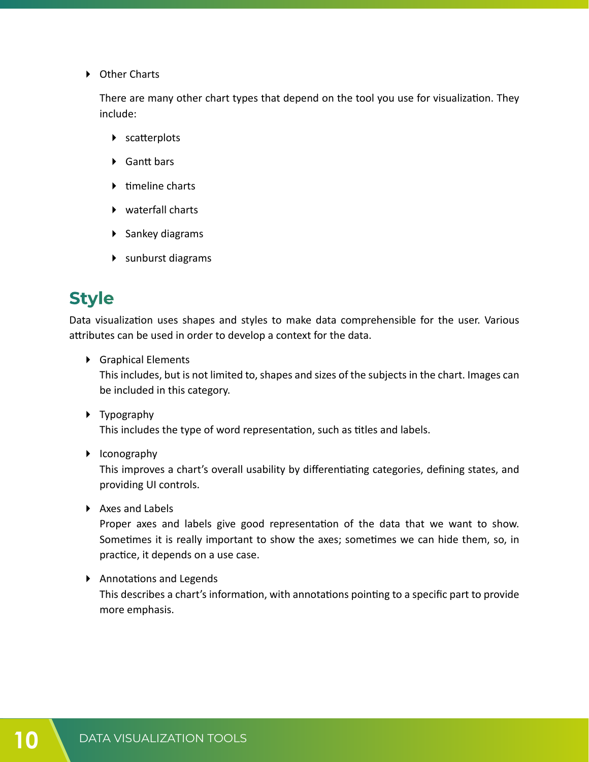- Other Charts

  There are many other chart types that depend on the tool you use for visualization. They include:

  - scatterplots
  - Gantt bars
  - timeline charts
  - waterfall charts
  - Sankey diagrams
  - sunburst diagrams

## Style

Data visualization uses shapes and styles to make data comprehensible for the user. Various attributes can be used in order to develop a context for the data.

- Graphical Elements
  This includes, but is not limited to, shapes and sizes of the subjects in the chart. Images can be included in this category.

- Typography
  This includes the type of word representation, such as titles and labels.

- Iconography
  This improves a chart's overall usability by differentiating categories, defining states, and providing UI controls.

- Axes and Labels
  Proper axes and labels give good representation of the data that we want to show. Sometimes it is really important to show the axes; sometimes we can hide them, so, in practice, it depends on a use case.

- Annotations and Legends
  This describes a chart's information, with annotations pointing to a specific part to provide more emphasis.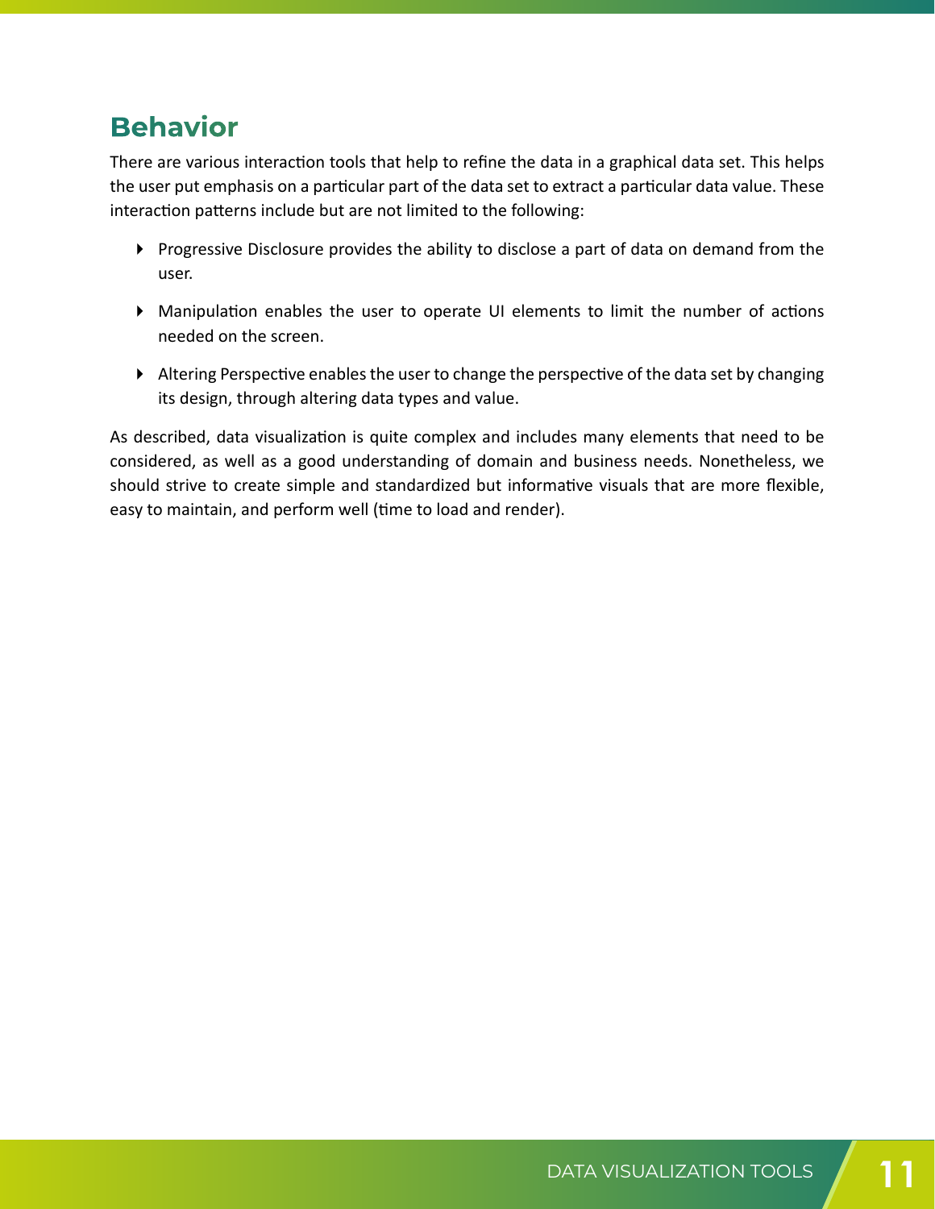## Behavior

There are various interaction tools that help to refine the data in a graphical data set. This helps the user put emphasis on a particular part of the data set to extract a particular data value. These interaction patterns include but are not limited to the following:

- Progressive Disclosure provides the ability to disclose a part of data on demand from the user.
- Manipulation enables the user to operate UI elements to limit the number of actions needed on the screen.
- Altering Perspective enables the user to change the perspective of the data set by changing its design, through altering data types and value.

As described, data visualization is quite complex and includes many elements that need to be considered, as well as a good understanding of domain and business needs. Nonetheless, we should strive to create simple and standardized but informative visuals that are more flexible, easy to maintain, and perform well (time to load and render).